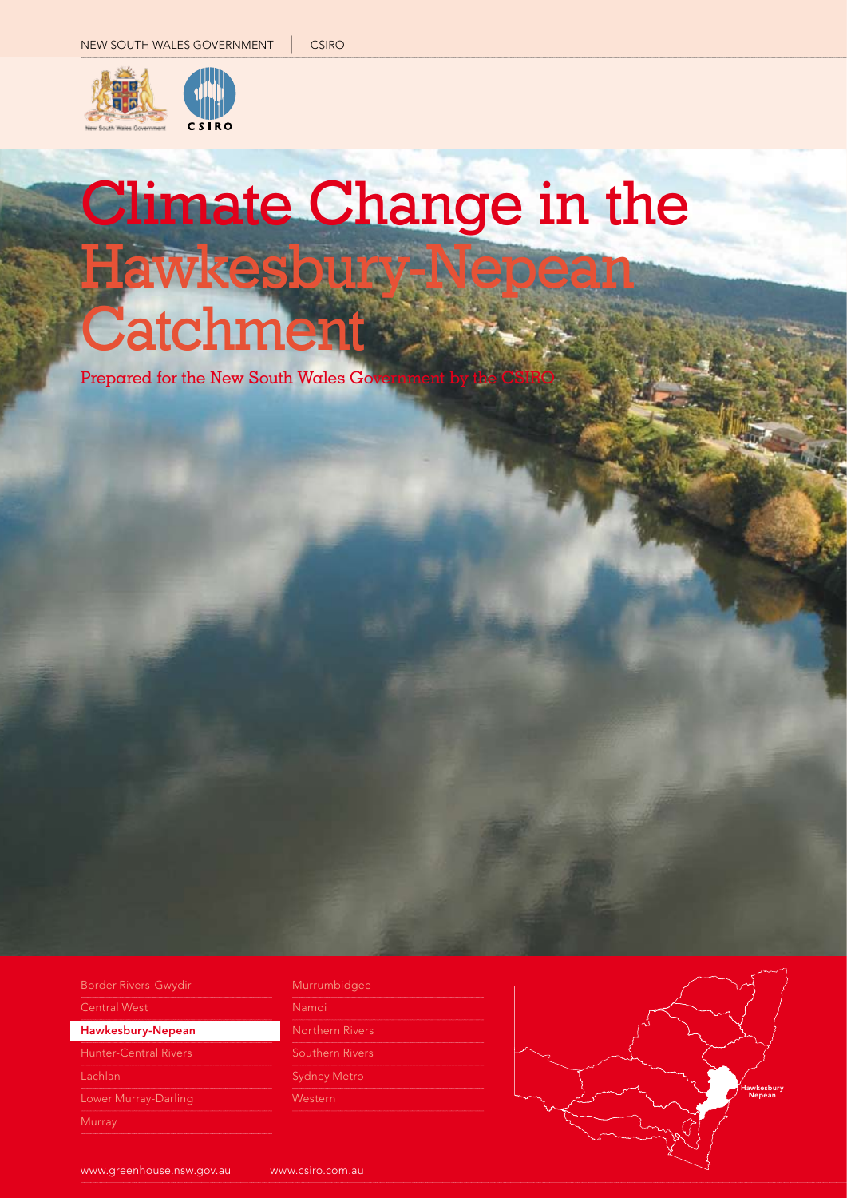NEW SOUTH WALES GOVERNMENT | CSIRO

# Climate Change in the Hawkesbury-Nepean Catchment

Prepared for the New South Wales Government by the CSIRO

- Border Rivers-Gwydir
- Central West
- **Hawkesbury-Nepean**
- Hunter-Central Rivers
- Lachlan
- Lower Murray-Darling
- Murray
- Murrumbidgee
- Namoi
- Northern Rivers
- Southern Rivers
- Sydney Metro
- Western

Hawkesbury Nepean

www.greenhouse.nsw.gov.au | www.csiro.com.au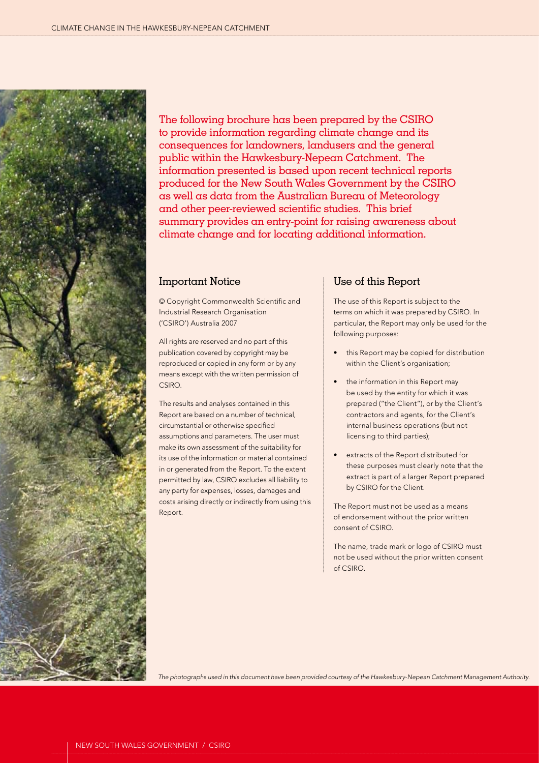The following brochure has been prepared by the CSIRO to provide information regarding climate change and its consequences for landowners, landusers and the general public within the Hawkesbury-Nepean Catchment. The information presented is based upon recent technical reports produced for the New South Wales Government by the CSIRO as well as data from the Australian Bureau of Meteorology and other peer-reviewed scientific studies. This brief summary provides an entry-point for raising awareness about climate change and for locating additional information.

## Important Notice

© Copyright Commonwealth Scientific and Industrial Research Organisation ('CSIRO') Australia 2007

All rights are reserved and no part of this publication covered by copyright may be reproduced or copied in any form or by any means except with the written permission of CSIRO.

The results and analyses contained in this Report are based on a number of technical, circumstantial or otherwise specified assumptions and parameters. The user must make its own assessment of the suitability for its use of the information or material contained in or generated from the Report. To the extent permitted by law, CSIRO excludes all liability to any party for expenses, losses, damages and costs arising directly or indirectly from using this Report.

## Use of this Report

The use of this Report is subject to the terms on which it was prepared by CSIRO. In particular, the Report may only be used for the following purposes:

- this Report may be copied for distribution within the Client's organisation;
- the information in this Report may be used by the entity for which it was prepared ("the Client"), or by the Client's contractors and agents, for the Client's internal business operations (but not licensing to third parties);
- extracts of the Report distributed for these purposes must clearly note that the extract is part of a larger Report prepared by CSIRO for the Client.

The Report must not be used as a means of endorsement without the prior written consent of CSIRO.

The name, trade mark or logo of CSIRO must not be used without the prior written consent of CSIRO.

*The photographs used in this document have been provided courtesy of the Hawkesbury-Nepean Catchment Management Authority.*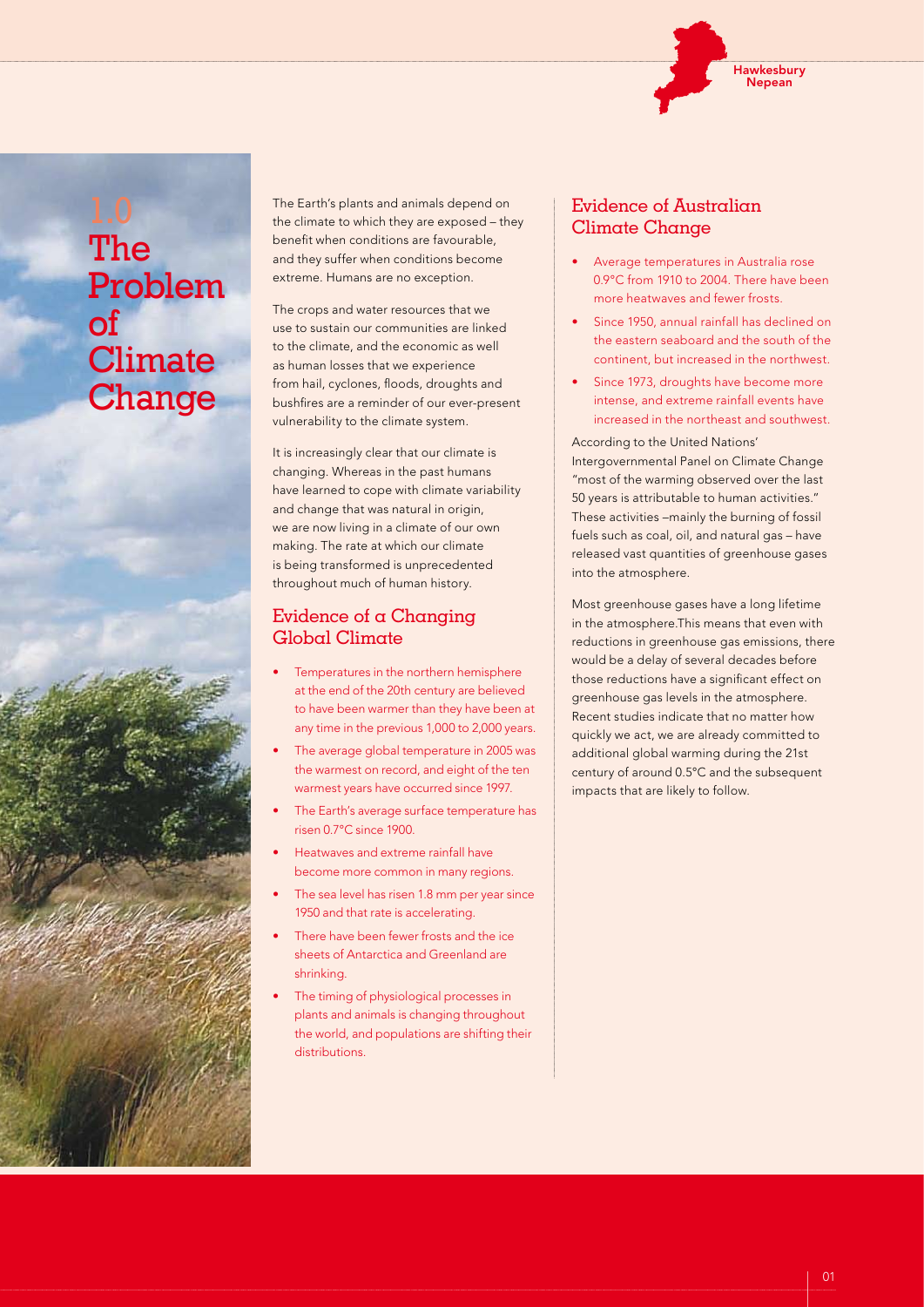# 1.0 The Problem of Climate Change

The Earth's plants and animals depend on the climate to which they are exposed – they benefit when conditions are favourable, and they suffer when conditions become extreme. Humans are no exception.

The crops and water resources that we use to sustain our communities are linked to the climate, and the economic as well as human losses that we experience from hail, cyclones, floods, droughts and bushfires are a reminder of our ever-present vulnerability to the climate system.

It is increasingly clear that our climate is changing. Whereas in the past humans have learned to cope with climate variability and change that was natural in origin, we are now living in a climate of our own making. The rate at which our climate is being transformed is unprecedented throughout much of human history.

## Evidence of a Changing Global Climate

- Temperatures in the northern hemisphere at the end of the 20th century are believed to have been warmer than they have been at any time in the previous 1,000 to 2,000 years.
- The average global temperature in 2005 was the warmest on record, and eight of the ten warmest years have occurred since 1997.
- The Earth's average surface temperature has risen 0.7°C since 1900.
- Heatwaves and extreme rainfall have become more common in many regions.
- The sea level has risen 1.8 mm per year since 1950 and that rate is accelerating.
- There have been fewer frosts and the ice sheets of Antarctica and Greenland are shrinking.
- The timing of physiological processes in plants and animals is changing throughout the world, and populations are shifting their distributions.

## Evidence of Australian Climate Change

- Average temperatures in Australia rose 0.9°C from 1910 to 2004. There have been more heatwaves and fewer frosts.
- Since 1950, annual rainfall has declined on the eastern seaboard and the south of the continent, but increased in the northwest.
- Since 1973, droughts have become more intense, and extreme rainfall events have increased in the northeast and southwest.

According to the United Nations' Intergovernmental Panel on Climate Change "most of the warming observed over the last 50 years is attributable to human activities." These activities –mainly the burning of fossil fuels such as coal, oil, and natural gas – have released vast quantities of greenhouse gases into the atmosphere.

Most greenhouse gases have a long lifetime in the atmosphere.This means that even with reductions in greenhouse gas emissions, there would be a delay of several decades before those reductions have a significant effect on greenhouse gas levels in the atmosphere. Recent studies indicate that no matter how quickly we act, we are already committed to additional global warming during the 21st century of around 0.5°C and the subsequent impacts that are likely to follow.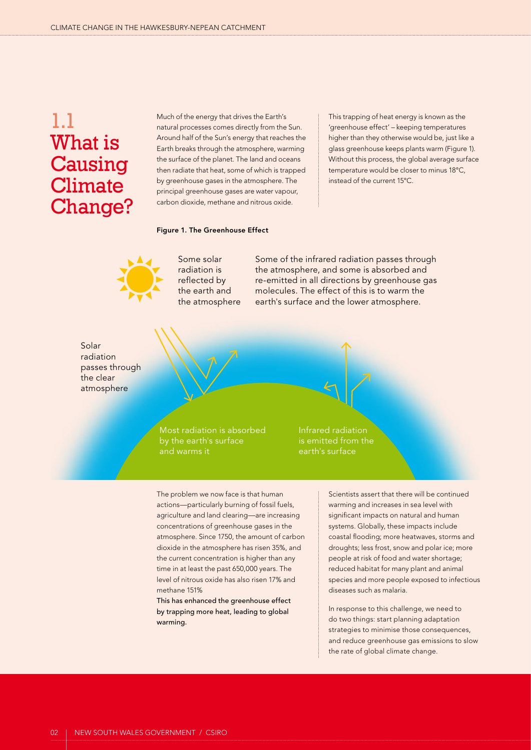# 1.1 What is Causing Climate Change?

Much of the energy that drives the Earth's natural processes comes directly from the Sun. Around half of the Sun's energy that reaches the Earth breaks through the atmosphere, warming the surface of the planet. The land and oceans then radiate that heat, some of which is trapped by greenhouse gases in the atmosphere. The principal greenhouse gases are water vapour, carbon dioxide, methane and nitrous oxide.

This trapping of heat energy is known as the 'greenhouse effect' – keeping temperatures higher than they otherwise would be, just like a glass greenhouse keeps plants warm (Figure 1). Without this process, the global average surface temperature would be closer to minus 18°C, instead of the current 15°C.

**Figure 1. The Greenhouse Effect**

Some solar radiation is reflected by the earth and the atmosphere

Some of the infrared radiation passes through the atmosphere, and some is absorbed and re-emitted in all directions by greenhouse gas molecules. The effect of this is to warm the earth's surface and the lower atmosphere.

Solar radiation passes through the clear atmosphere

Most radiation is absorbed by the earth's surface and warms it

Infrared radiation is emitted from the earth's surface

The problem we now face is that human actions—particularly burning of fossil fuels, agriculture and land clearing—are increasing concentrations of greenhouse gases in the atmosphere. Since 1750, the amount of carbon dioxide in the atmosphere has risen 35%, and the current concentration is higher than any time in at least the past 650,000 years. The level of nitrous oxide has also risen 17% and methane 151%

**This has enhanced the greenhouse effect by trapping more heat, leading to global warming.**

Scientists assert that there will be continued warming and increases in sea level with significant impacts on natural and human systems. Globally, these impacts include coastal flooding; more heatwaves, storms and droughts; less frost, snow and polar ice; more people at risk of food and water shortage; reduced habitat for many plant and animal species and more people exposed to infectious diseases such as malaria.

In response to this challenge, we need to do two things: start planning adaptation strategies to minimise those consequences, and reduce greenhouse gas emissions to slow the rate of global climate change.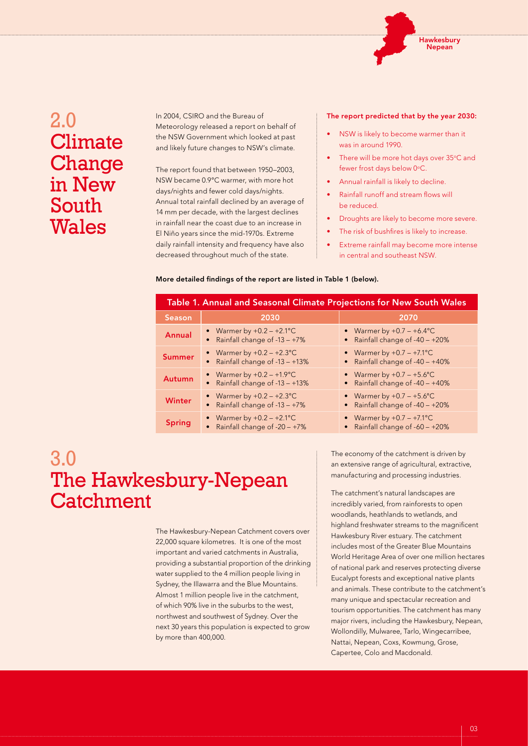# 2.0 Climate Change in New South Wales

In 2004, CSIRO and the Bureau of Meteorology released a report on behalf of the NSW Government which looked at past and likely future changes to NSW's climate.

The report found that between 1950–2003, NSW became 0.9°C warmer, with more hot days/nights and fewer cold days/nights. Annual total rainfall declined by an average of 14 mm per decade, with the largest declines in rainfall near the coast due to an increase in El Niño years since the mid-1970s. Extreme daily rainfall intensity and frequency have also decreased throughout much of the state.

**The report predicted that by the year 2030:**

- NSW is likely to become warmer than it was in around 1990.
- There will be more hot days over 35°C and fewer frost days below 0°C.
- Annual rainfall is likely to decline.
- Rainfall runoff and stream flows will be reduced.
- Droughts are likely to become more severe.
- The risk of bushfires is likely to increase.
- Extreme rainfall may become more intense in central and southeast NSW.

**More detailed findings of the report are listed in Table 1 (below).**

**Table 1. Annual and Seasonal Climate Projections for New South Wales**

| Season | 2030 | 2070 |
|---|---|---|
| Annual | • Warmer by +0.2 – +2.1°C<br>• Rainfall change of -13 – +7% | • Warmer by +0.7 – +6.4°C<br>• Rainfall change of -40 – +20% |
| Summer | • Warmer by +0.2 – +2.3°C<br>• Rainfall change of -13 – +13% | • Warmer by +0.7 – +7.1°C<br>• Rainfall change of -40 – +40% |
| Autumn | • Warmer by +0.2 – +1.9°C<br>• Rainfall change of -13 – +13% | • Warmer by +0.7 – +5.6°C<br>• Rainfall change of -40 – +40% |
| Winter | • Warmer by +0.2 – +2.3°C<br>• Rainfall change of -13 – +7% | • Warmer by +0.7 – +5.6°C<br>• Rainfall change of -40 – +20% |
| Spring | • Warmer by +0.2 – +2.1°C<br>• Rainfall change of -20 – +7% | • Warmer by +0.7 – +7.1°C<br>• Rainfall change of -60 – +20% |

# 3.0 The Hawkesbury-Nepean Catchment

The Hawkesbury-Nepean Catchment covers over 22,000 square kilometres. It is one of the most important and varied catchments in Australia, providing a substantial proportion of the drinking water supplied to the 4 million people living in Sydney, the Illawarra and the Blue Mountains. Almost 1 million people live in the catchment, of which 90% live in the suburbs to the west, northwest and southwest of Sydney. Over the next 30 years this population is expected to grow by more than 400,000.

The economy of the catchment is driven by an extensive range of agricultural, extractive, manufacturing and processing industries.

The catchment's natural landscapes are incredibly varied, from rainforests to open woodlands, heathlands to wetlands, and highland freshwater streams to the magnificent Hawkesbury River estuary. The catchment includes most of the Greater Blue Mountains World Heritage Area of over one million hectares of national park and reserves protecting diverse Eucalypt forests and exceptional native plants and animals. These contribute to the catchment's many unique and spectacular recreation and tourism opportunities. The catchment has many major rivers, including the Hawkesbury, Nepean, Wollondilly, Mulwaree, Tarlo, Wingecarribee, Nattai, Nepean, Coxs, Kowmung, Grose, Capertee, Colo and Macdonald.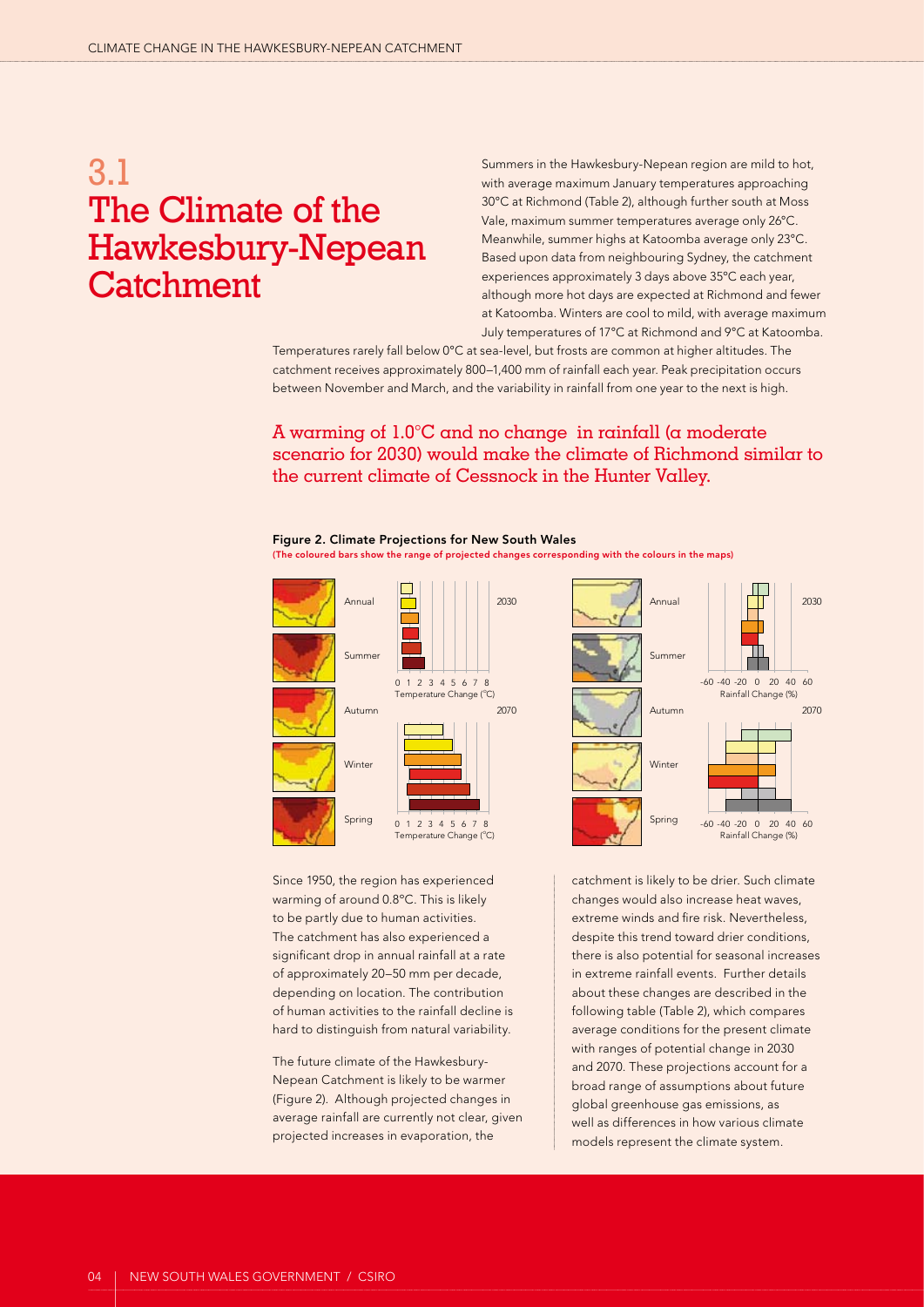# 3.1 The Climate of the Hawkesbury-Nepean Catchment

Summers in the Hawkesbury-Nepean region are mild to hot, with average maximum January temperatures approaching 30°C at Richmond (Table 2), although further south at Moss Vale, maximum summer temperatures average only 26°C. Meanwhile, summer highs at Katoomba average only 23°C. Based upon data from neighbouring Sydney, the catchment experiences approximately 3 days above 35°C each year, although more hot days are expected at Richmond and fewer at Katoomba. Winters are cool to mild, with average maximum July temperatures of 17°C at Richmond and 9°C at Katoomba. Temperatures rarely fall below 0°C at sea-level, but frosts are common at higher altitudes. The catchment receives approximately 800–1,400 mm of rainfall each year. Peak precipitation occurs between November and March, and the variability in rainfall from one year to the next is high.

## A warming of 1.0°C and no change in rainfall (a moderate scenario for 2030) would make the climate of Richmond similar to the current climate of Cessnock in the Hunter Valley.

**Figure 2. Climate Projections for New South Wales**

**(The coloured bars show the range of projected changes corresponding with the colours in the maps)**

Since 1950, the region has experienced warming of around 0.8°C. This is likely to be partly due to human activities. The catchment has also experienced a significant drop in annual rainfall at a rate of approximately 20–50 mm per decade, depending on location. The contribution of human activities to the rainfall decline is hard to distinguish from natural variability.

The future climate of the Hawkesbury-Nepean Catchment is likely to be warmer (Figure 2). Although projected changes in average rainfall are currently not clear, given projected increases in evaporation, the catchment is likely to be drier. Such climate changes would also increase heat waves, extreme winds and fire risk. Nevertheless, despite this trend toward drier conditions, there is also potential for seasonal increases in extreme rainfall events. Further details about these changes are described in the following table (Table 2), which compares average conditions for the present climate with ranges of potential change in 2030 and 2070. These projections account for a broad range of assumptions about future global greenhouse gas emissions, as well as differences in how various climate models represent the climate system.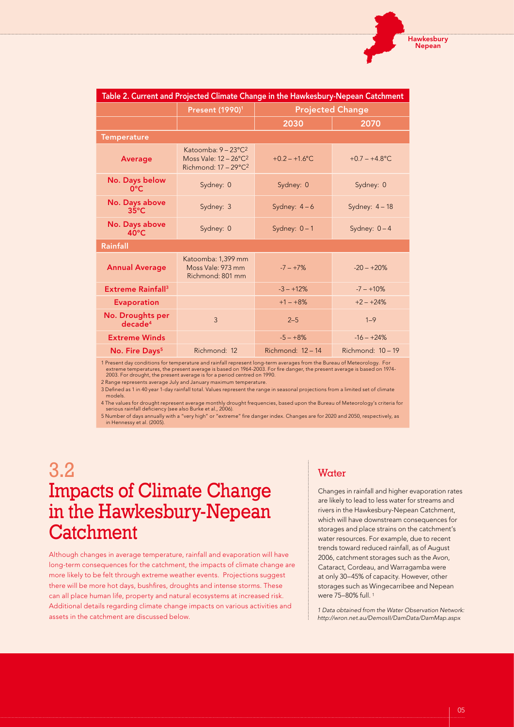Table 2. Current and Projected Climate Change in the Hawkesbury-Nepean Catchment

| | Present (1990)[1] | Projected Change | |
|---|---|---|---|
| | | 2030 | 2070 |
| **Temperature** | | | |
| **Average** | Katoomba: 9 – 23°C[2]<br>Moss Vale: 12 – 26°C[2]<br>Richmond: 17 – 29°C[2] | +0.2 – +1.6°C | +0.7 – +4.8°C |
| **No. Days below 0°C** | Sydney: 0 | Sydney: 0 | Sydney: 0 |
| **No. Days above 35°C** | Sydney: 3 | Sydney: 4 – 6 | Sydney: 4 – 18 |
| **No. Days above 40°C** | Sydney: 0 | Sydney: 0 – 1 | Sydney: 0 – 4 |
| **Rainfall** | | | |
| **Annual Average** | Katoomba: 1,399 mm<br>Moss Vale: 973 mm<br>Richmond: 801 mm | -7 – +7% | -20 – +20% |
| **Extreme Rainfall**[3] | | -3 – +12% | -7 – +10% |
| **Evaporation** | | +1 – +8% | +2 – +24% |
| **No. Droughts per decade**[4] | 3 | 2–5 | 1–9 |
| **Extreme Winds** | | -5 – +8% | -16 – +24% |
| **No. Fire Days**[5] | Richmond: 12 | Richmond: 12 – 14 | Richmond: 10 – 19 |

1 Present day conditions for temperature and rainfall represent long-term averages from the Bureau of Meteorology. For extreme temperatures, the present average is based on 1964-2003. For fire danger, the present average is based on 1974-2003. For drought, the present average is for a period centred on 1990.

2 Range represents average July and January maximum temperature.

3 Defined as 1 in 40 year 1-day rainfall total. Values represent the range in seasonal projections from a limited set of climate models.

4 The values for drought represent average monthly drought frequencies, based upon the Bureau of Meteorology's criteria for serious rainfall deficiency (see also Burke et al., 2006).

5 Number of days annually with a "very high" or "extreme" fire danger index. Changes are for 2020 and 2050, respectively, as in Hennessy et al. (2005).

## 3.2 Impacts of Climate Change in the Hawkesbury-Nepean Catchment

Although changes in average temperature, rainfall and evaporation will have long-term consequences for the catchment, the impacts of climate change are more likely to be felt through extreme weather events. Projections suggest there will be more hot days, bushfires, droughts and intense storms. These can all place human life, property and natural ecosystems at increased risk. Additional details regarding climate change impacts on various activities and assets in the catchment are discussed below.

### Water

Changes in rainfall and higher evaporation rates are likely to lead to less water for streams and rivers in the Hawkesbury-Nepean Catchment, which will have downstream consequences for storages and place strains on the catchment's water resources. For example, due to recent trends toward reduced rainfall, as of August 2006, catchment storages such as the Avon, Cataract, Cordeau, and Warragamba were at only 30–45% of capacity. However, other storages such as Wingecarribee and Nepean were 75–80% full. [1]

*1 Data obtained from the Water Observation Network: http://wron.net.au/DemosII/DamData/DamMap.aspx*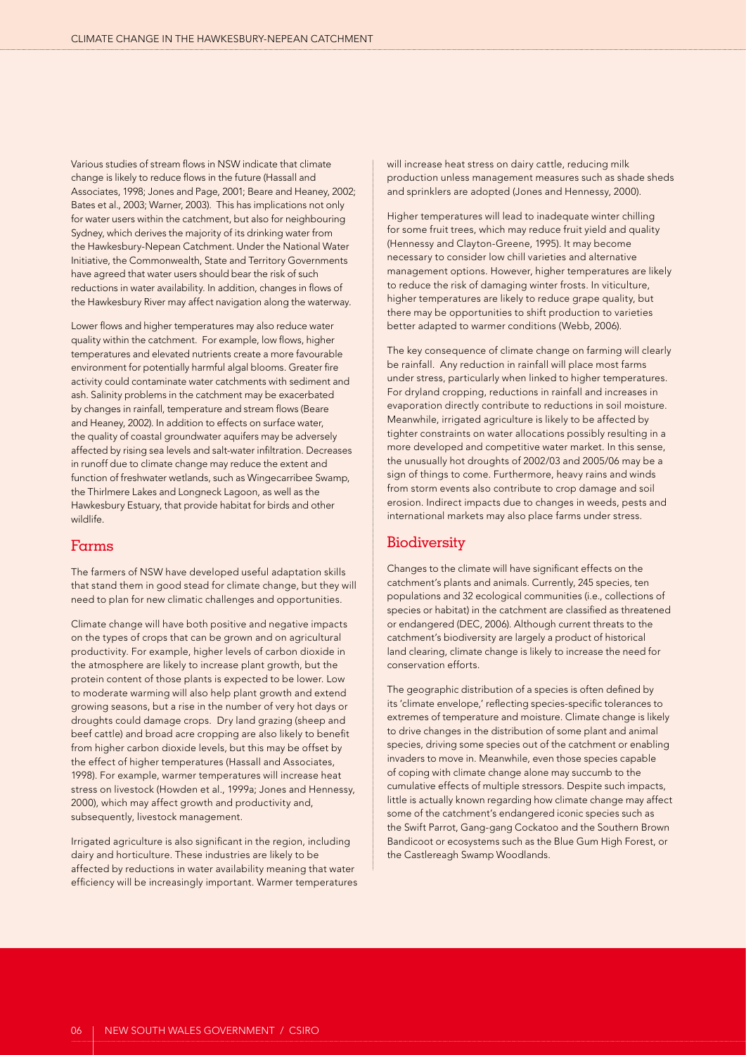Various studies of stream flows in NSW indicate that climate change is likely to reduce flows in the future (Hassall and Associates, 1998; Jones and Page, 2001; Beare and Heaney, 2002; Bates et al., 2003; Warner, 2003). This has implications not only for water users within the catchment, but also for neighbouring Sydney, which derives the majority of its drinking water from the Hawkesbury-Nepean Catchment. Under the National Water Initiative, the Commonwealth, State and Territory Governments have agreed that water users should bear the risk of such reductions in water availability. In addition, changes in flows of the Hawkesbury River may affect navigation along the waterway.

Lower flows and higher temperatures may also reduce water quality within the catchment. For example, low flows, higher temperatures and elevated nutrients create a more favourable environment for potentially harmful algal blooms. Greater fire activity could contaminate water catchments with sediment and ash. Salinity problems in the catchment may be exacerbated by changes in rainfall, temperature and stream flows (Beare and Heaney, 2002). In addition to effects on surface water, the quality of coastal groundwater aquifers may be adversely affected by rising sea levels and salt-water infiltration. Decreases in runoff due to climate change may reduce the extent and function of freshwater wetlands, such as Wingecarribee Swamp, the Thirlmere Lakes and Longneck Lagoon, as well as the Hawkesbury Estuary, that provide habitat for birds and other wildlife.

## Farms

The farmers of NSW have developed useful adaptation skills that stand them in good stead for climate change, but they will need to plan for new climatic challenges and opportunities.

Climate change will have both positive and negative impacts on the types of crops that can be grown and on agricultural productivity. For example, higher levels of carbon dioxide in the atmosphere are likely to increase plant growth, but the protein content of those plants is expected to be lower. Low to moderate warming will also help plant growth and extend growing seasons, but a rise in the number of very hot days or droughts could damage crops. Dry land grazing (sheep and beef cattle) and broad acre cropping are also likely to benefit from higher carbon dioxide levels, but this may be offset by the effect of higher temperatures (Hassall and Associates, 1998). For example, warmer temperatures will increase heat stress on livestock (Howden et al., 1999a; Jones and Hennessy, 2000), which may affect growth and productivity and, subsequently, livestock management.

Irrigated agriculture is also significant in the region, including dairy and horticulture. These industries are likely to be affected by reductions in water availability meaning that water efficiency will be increasingly important. Warmer temperatures will increase heat stress on dairy cattle, reducing milk production unless management measures such as shade sheds and sprinklers are adopted (Jones and Hennessy, 2000).

Higher temperatures will lead to inadequate winter chilling for some fruit trees, which may reduce fruit yield and quality (Hennessy and Clayton-Greene, 1995). It may become necessary to consider low chill varieties and alternative management options. However, higher temperatures are likely to reduce the risk of damaging winter frosts. In viticulture, higher temperatures are likely to reduce grape quality, but there may be opportunities to shift production to varieties better adapted to warmer conditions (Webb, 2006).

The key consequence of climate change on farming will clearly be rainfall. Any reduction in rainfall will place most farms under stress, particularly when linked to higher temperatures. For dryland cropping, reductions in rainfall and increases in evaporation directly contribute to reductions in soil moisture. Meanwhile, irrigated agriculture is likely to be affected by tighter constraints on water allocations possibly resulting in a more developed and competitive water market. In this sense, the unusually hot droughts of 2002/03 and 2005/06 may be a sign of things to come. Furthermore, heavy rains and winds from storm events also contribute to crop damage and soil erosion. Indirect impacts due to changes in weeds, pests and international markets may also place farms under stress.

## Biodiversity

Changes to the climate will have significant effects on the catchment's plants and animals. Currently, 245 species, ten populations and 32 ecological communities (i.e., collections of species or habitat) in the catchment are classified as threatened or endangered (DEC, 2006). Although current threats to the catchment's biodiversity are largely a product of historical land clearing, climate change is likely to increase the need for conservation efforts.

The geographic distribution of a species is often defined by its 'climate envelope,' reflecting species-specific tolerances to extremes of temperature and moisture. Climate change is likely to drive changes in the distribution of some plant and animal species, driving some species out of the catchment or enabling invaders to move in. Meanwhile, even those species capable of coping with climate change alone may succumb to the cumulative effects of multiple stressors. Despite such impacts, little is actually known regarding how climate change may affect some of the catchment's endangered iconic species such as the Swift Parrot, Gang-gang Cockatoo and the Southern Brown Bandicoot or ecosystems such as the Blue Gum High Forest, or the Castlereagh Swamp Woodlands.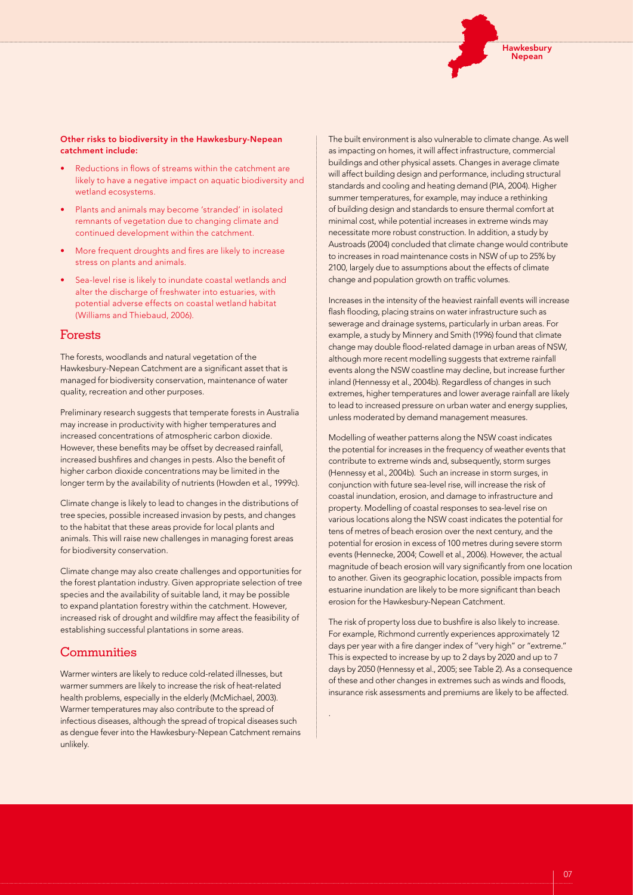**Other risks to biodiversity in the Hawkesbury-Nepean catchment include:**

- Reductions in flows of streams within the catchment are likely to have a negative impact on aquatic biodiversity and wetland ecosystems.
- Plants and animals may become 'stranded' in isolated remnants of vegetation due to changing climate and continued development within the catchment.
- More frequent droughts and fires are likely to increase stress on plants and animals.
- Sea-level rise is likely to inundate coastal wetlands and alter the discharge of freshwater into estuaries, with potential adverse effects on coastal wetland habitat (Williams and Thiebaud, 2006).

## Forests

The forests, woodlands and natural vegetation of the Hawkesbury-Nepean Catchment are a significant asset that is managed for biodiversity conservation, maintenance of water quality, recreation and other purposes.

Preliminary research suggests that temperate forests in Australia may increase in productivity with higher temperatures and increased concentrations of atmospheric carbon dioxide. However, these benefits may be offset by decreased rainfall, increased bushfires and changes in pests. Also the benefit of higher carbon dioxide concentrations may be limited in the longer term by the availability of nutrients (Howden et al., 1999c).

Climate change is likely to lead to changes in the distributions of tree species, possible increased invasion by pests, and changes to the habitat that these areas provide for local plants and animals. This will raise new challenges in managing forest areas for biodiversity conservation.

Climate change may also create challenges and opportunities for the forest plantation industry. Given appropriate selection of tree species and the availability of suitable land, it may be possible to expand plantation forestry within the catchment. However, increased risk of drought and wildfire may affect the feasibility of establishing successful plantations in some areas.

## Communities

Warmer winters are likely to reduce cold-related illnesses, but warmer summers are likely to increase the risk of heat-related health problems, especially in the elderly (McMichael, 2003). Warmer temperatures may also contribute to the spread of infectious diseases, although the spread of tropical diseases such as dengue fever into the Hawkesbury-Nepean Catchment remains unlikely.

The built environment is also vulnerable to climate change. As well as impacting on homes, it will affect infrastructure, commercial buildings and other physical assets. Changes in average climate will affect building design and performance, including structural standards and cooling and heating demand (PIA, 2004). Higher summer temperatures, for example, may induce a rethinking of building design and standards to ensure thermal comfort at minimal cost, while potential increases in extreme winds may necessitate more robust construction. In addition, a study by Austroads (2004) concluded that climate change would contribute to increases in road maintenance costs in NSW of up to 25% by 2100, largely due to assumptions about the effects of climate change and population growth on traffic volumes.

Increases in the intensity of the heaviest rainfall events will increase flash flooding, placing strains on water infrastructure such as sewerage and drainage systems, particularly in urban areas. For example, a study by Minnery and Smith (1996) found that climate change may double flood-related damage in urban areas of NSW, although more recent modelling suggests that extreme rainfall events along the NSW coastline may decline, but increase further inland (Hennessy et al., 2004b). Regardless of changes in such extremes, higher temperatures and lower average rainfall are likely to lead to increased pressure on urban water and energy supplies, unless moderated by demand management measures.

Modelling of weather patterns along the NSW coast indicates the potential for increases in the frequency of weather events that contribute to extreme winds and, subsequently, storm surges (Hennessy et al., 2004b). Such an increase in storm surges, in conjunction with future sea-level rise, will increase the risk of coastal inundation, erosion, and damage to infrastructure and property. Modelling of coastal responses to sea-level rise on various locations along the NSW coast indicates the potential for tens of metres of beach erosion over the next century, and the potential for erosion in excess of 100 metres during severe storm events (Hennecke, 2004; Cowell et al., 2006). However, the actual magnitude of beach erosion will vary significantly from one location to another. Given its geographic location, possible impacts from estuarine inundation are likely to be more significant than beach erosion for the Hawkesbury-Nepean Catchment.

The risk of property loss due to bushfire is also likely to increase. For example, Richmond currently experiences approximately 12 days per year with a fire danger index of "very high" or "extreme." This is expected to increase by up to 2 days by 2020 and up to 7 days by 2050 (Hennessy et al., 2005; see Table 2). As a consequence of these and other changes in extremes such as winds and floods, insurance risk assessments and premiums are likely to be affected.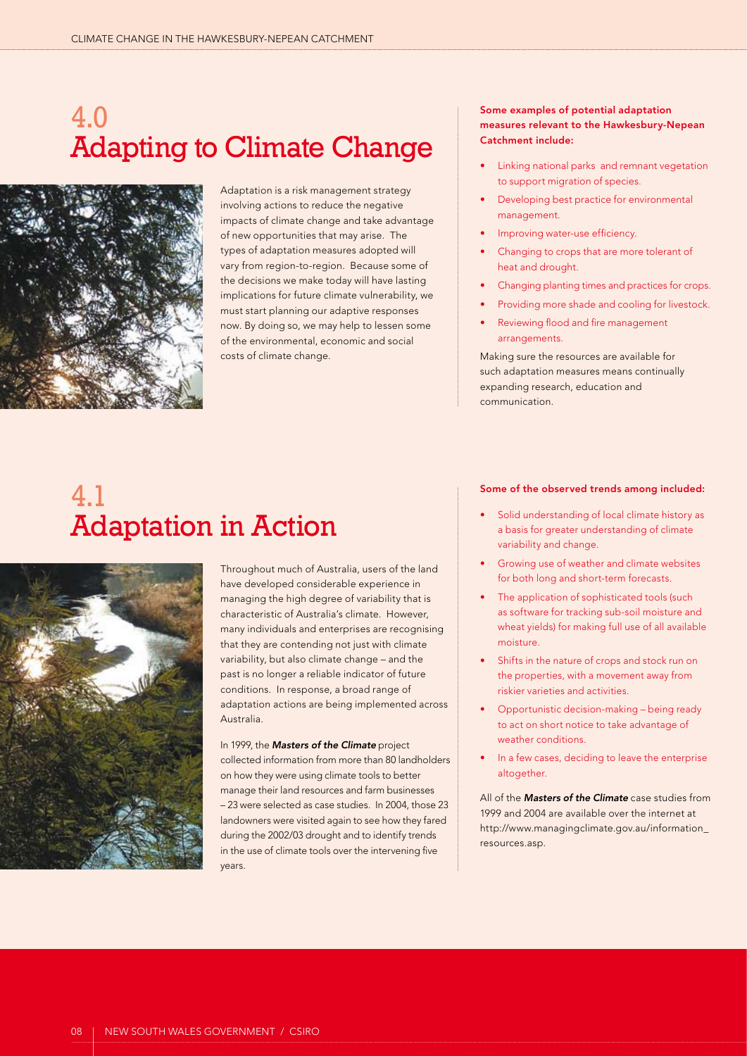# 4.0 Adapting to Climate Change

Adaptation is a risk management strategy involving actions to reduce the negative impacts of climate change and take advantage of new opportunities that may arise. The types of adaptation measures adopted will vary from region-to-region. Because some of the decisions we make today will have lasting implications for future climate vulnerability, we must start planning our adaptive responses now. By doing so, we may help to lessen some of the environmental, economic and social costs of climate change.

**Some examples of potential adaptation measures relevant to the Hawkesbury-Nepean Catchment include:**

- Linking national parks and remnant vegetation to support migration of species.
- Developing best practice for environmental management.
- Improving water-use efficiency.
- Changing to crops that are more tolerant of heat and drought.
- Changing planting times and practices for crops.
- Providing more shade and cooling for livestock.
- Reviewing flood and fire management arrangements.

Making sure the resources are available for such adaptation measures means continually expanding research, education and communication.

# 4.1 Adaptation in Action

Throughout much of Australia, users of the land have developed considerable experience in managing the high degree of variability that is characteristic of Australia's climate. However, many individuals and enterprises are recognising that they are contending not just with climate variability, but also climate change – and the past is no longer a reliable indicator of future conditions. In response, a broad range of adaptation actions are being implemented across Australia.

In 1999, the ***Masters of the Climate*** project collected information from more than 80 landholders on how they were using climate tools to better manage their land resources and farm businesses – 23 were selected as case studies. In 2004, those 23 landowners were visited again to see how they fared during the 2002/03 drought and to identify trends in the use of climate tools over the intervening five years.

**Some of the observed trends among included:**

- Solid understanding of local climate history as a basis for greater understanding of climate variability and change.
- Growing use of weather and climate websites for both long and short-term forecasts.
- The application of sophisticated tools (such as software for tracking sub-soil moisture and wheat yields) for making full use of all available moisture.
- Shifts in the nature of crops and stock run on the properties, with a movement away from riskier varieties and activities.
- Opportunistic decision-making – being ready to act on short notice to take advantage of weather conditions.
- In a few cases, deciding to leave the enterprise altogether.

All of the ***Masters of the Climate*** case studies from 1999 and 2004 are available over the internet at http://www.managingclimate.gov.au/information_resources.asp.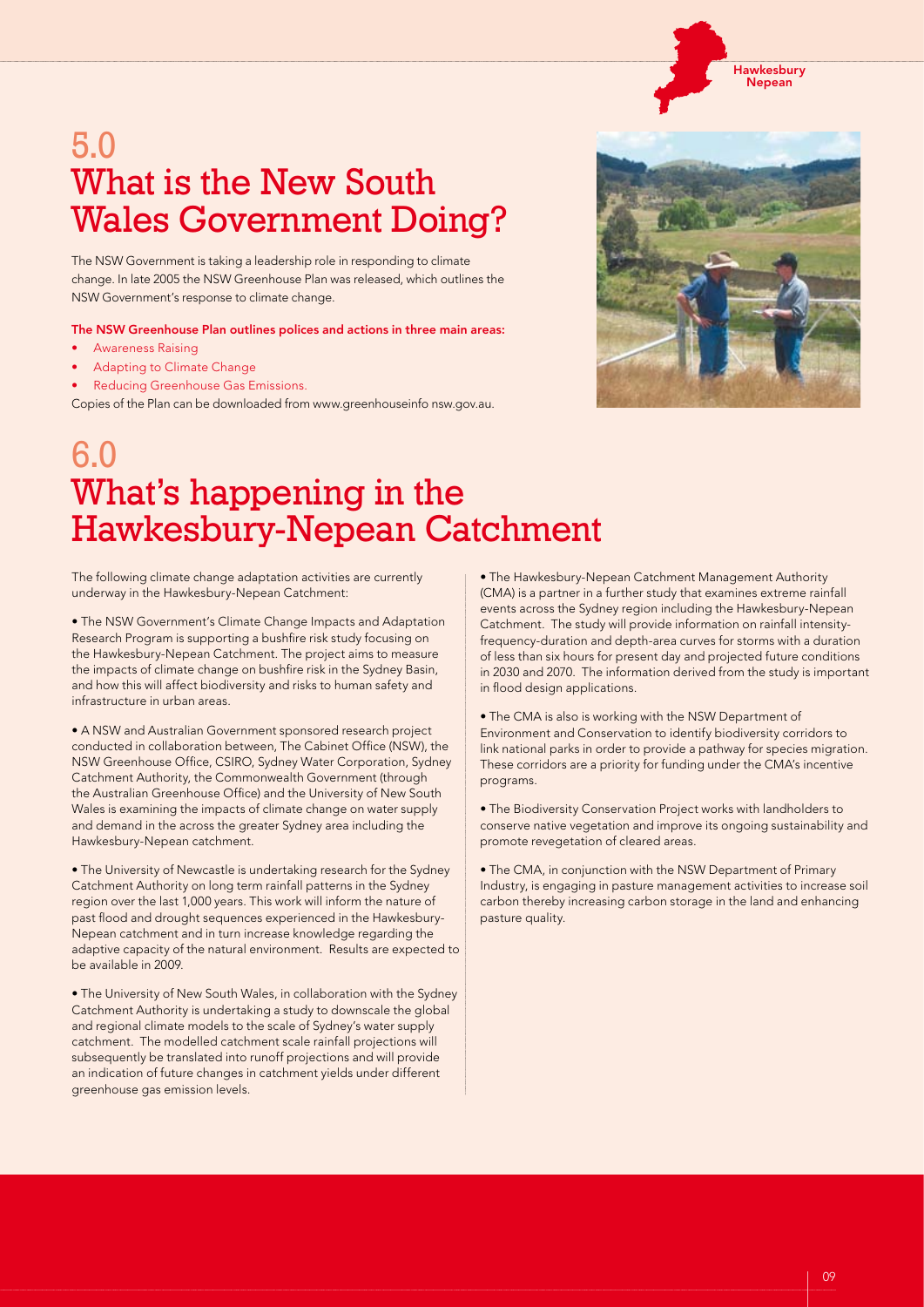# 5.0 What is the New South Wales Government Doing?

The NSW Government is taking a leadership role in responding to climate change. In late 2005 the NSW Greenhouse Plan was released, which outlines the NSW Government's response to climate change.

**The NSW Greenhouse Plan outlines polices and actions in three main areas:**

- Awareness Raising
- Adapting to Climate Change
- Reducing Greenhouse Gas Emissions.

Copies of the Plan can be downloaded from www.greenhouseinfo nsw.gov.au.

# 6.0 What's happening in the Hawkesbury-Nepean Catchment

The following climate change adaptation activities are currently underway in the Hawkesbury-Nepean Catchment:

• The NSW Government's Climate Change Impacts and Adaptation Research Program is supporting a bushfire risk study focusing on the Hawkesbury-Nepean Catchment. The project aims to measure the impacts of climate change on bushfire risk in the Sydney Basin, and how this will affect biodiversity and risks to human safety and infrastructure in urban areas.

• A NSW and Australian Government sponsored research project conducted in collaboration between, The Cabinet Office (NSW), the NSW Greenhouse Office, CSIRO, Sydney Water Corporation, Sydney Catchment Authority, the Commonwealth Government (through the Australian Greenhouse Office) and the University of New South Wales is examining the impacts of climate change on water supply and demand in the across the greater Sydney area including the Hawkesbury-Nepean catchment.

• The University of Newcastle is undertaking research for the Sydney Catchment Authority on long term rainfall patterns in the Sydney region over the last 1,000 years. This work will inform the nature of past flood and drought sequences experienced in the Hawkesbury-Nepean catchment and in turn increase knowledge regarding the adaptive capacity of the natural environment. Results are expected to be available in 2009.

• The University of New South Wales, in collaboration with the Sydney Catchment Authority is undertaking a study to downscale the global and regional climate models to the scale of Sydney's water supply catchment. The modelled catchment scale rainfall projections will subsequently be translated into runoff projections and will provide an indication of future changes in catchment yields under different greenhouse gas emission levels.

• The Hawkesbury-Nepean Catchment Management Authority (CMA) is a partner in a further study that examines extreme rainfall events across the Sydney region including the Hawkesbury-Nepean Catchment. The study will provide information on rainfall intensity-frequency-duration and depth-area curves for storms with a duration of less than six hours for present day and projected future conditions in 2030 and 2070. The information derived from the study is important in flood design applications.

• The CMA is also is working with the NSW Department of Environment and Conservation to identify biodiversity corridors to link national parks in order to provide a pathway for species migration. These corridors are a priority for funding under the CMA's incentive programs.

• The Biodiversity Conservation Project works with landholders to conserve native vegetation and improve its ongoing sustainability and promote revegetation of cleared areas.

• The CMA, in conjunction with the NSW Department of Primary Industry, is engaging in pasture management activities to increase soil carbon thereby increasing carbon storage in the land and enhancing pasture quality.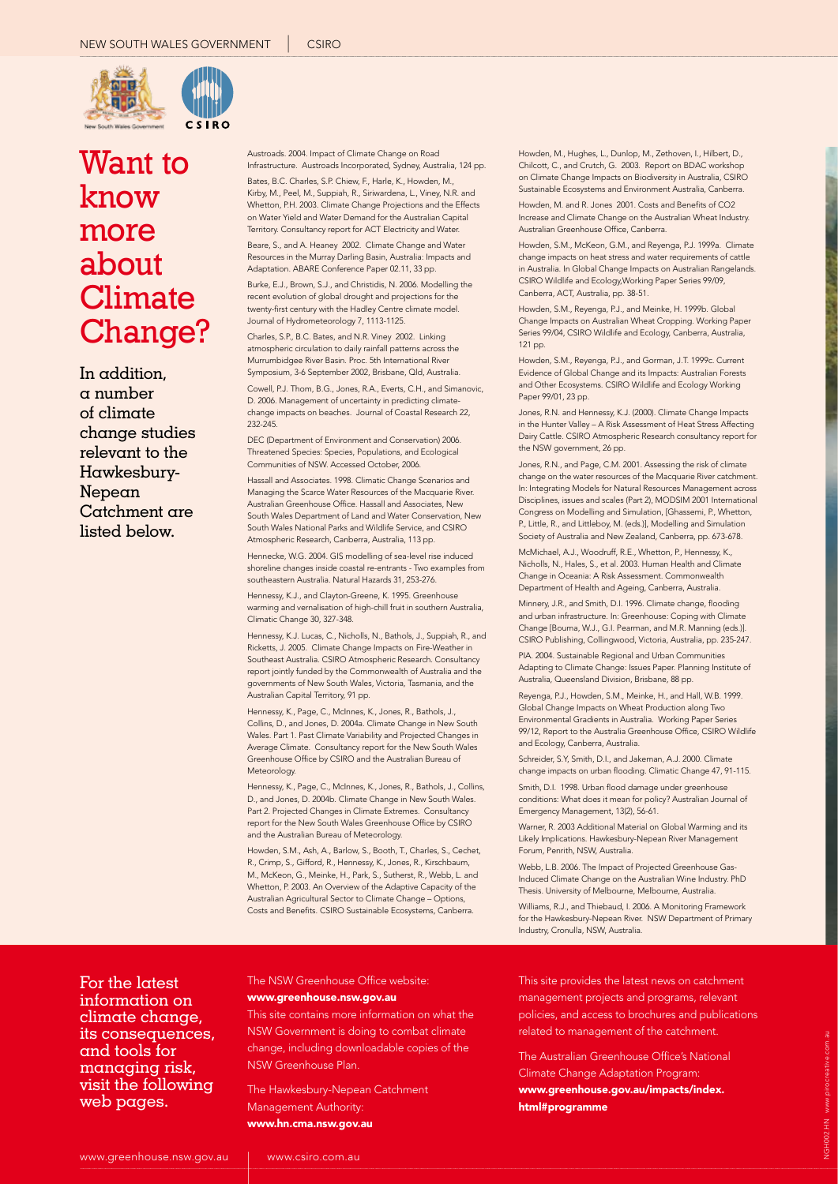# Want to know more about Climate Change?

In addition, a number of climate change studies relevant to the Hawkesbury-Nepean Catchment are listed below.

Austroads. 2004. Impact of Climate Change on Road Infrastructure. Austroads Incorporated, Sydney, Australia, 124 pp.

Bates, B.C. Charles, S.P. Chiew, F., Harle, K., Howden, M., Kirby, M., Peel, M., Suppiah, R., Siriwardena, L., Viney, N.R. and Whetton, P.H. 2003. Climate Change Projections and the Effects on Water Yield and Water Demand for the Australian Capital Territory. Consultancy report for ACT Electricity and Water.

Beare, S., and A. Heaney 2002. Climate Change and Water Resources in the Murray Darling Basin, Australia: Impacts and Adaptation. ABARE Conference Paper 02.11, 33 pp.

Burke, E.J., Brown, S.J., and Christidis, N. 2006. Modelling the recent evolution of global drought and projections for the twenty-first century with the Hadley Centre climate model. Journal of Hydrometeorology 7, 1113-1125.

Charles, S.P., B.C. Bates, and N.R. Viney 2002. Linking atmospheric circulation to daily rainfall patterns across the Murrumbidgee River Basin. Proc. 5th International River Symposium, 3-6 September 2002, Brisbane, Qld, Australia.

Cowell, P.J. Thom, B.G., Jones, R.A., Everts, C.H., and Simanovic, D. 2006. Management of uncertainty in predicting climate-change impacts on beaches. Journal of Coastal Research 22, 232-245.

DEC (Department of Environment and Conservation) 2006. Threatened Species: Species, Populations, and Ecological Communities of NSW. Accessed October, 2006.

Hassall and Associates. 1998. Climatic Change Scenarios and Managing the Scarce Water Resources of the Macquarie River. Australian Greenhouse Office. Hassall and Associates, New South Wales Department of Land and Water Conservation, New South Wales National Parks and Wildlife Service, and CSIRO Atmospheric Research, Canberra, Australia, 113 pp.

Hennecke, W.G. 2004. GIS modelling of sea-level rise induced shoreline changes inside coastal re-entrants - Two examples from southeastern Australia. Natural Hazards 31, 253-276.

Hennessy, K.J., and Clayton-Greene, K. 1995. Greenhouse warming and vernalisation of high-chill fruit in southern Australia, Climatic Change 30, 327-348.

Hennessy, K.J. Lucas, C., Nicholls, N., Bathols, J., Suppiah, R., and Ricketts, J. 2005. Climate Change Impacts on Fire-Weather in Southeast Australia. CSIRO Atmospheric Research. Consultancy report jointly funded by the Commonwealth of Australia and the governments of New South Wales, Victoria, Tasmania, and the Australian Capital Territory, 91 pp.

Hennessy, K., Page, C., McInnes, K., Jones, R., Bathols, J., Collins, D., and Jones, D. 2004a. Climate Change in New South Wales. Part 1. Past Climate Variability and Projected Changes in Average Climate. Consultancy report for the New South Wales Greenhouse Office by CSIRO and the Australian Bureau of Meteorology.

Hennessy, K., Page, C., McInnes, K., Jones, R., Bathols, J., Collins, D., and Jones, D. 2004b. Climate Change in New South Wales. Part 2. Projected Changes in Climate Extremes. Consultancy report for the New South Wales Greenhouse Office by CSIRO and the Australian Bureau of Meteorology.

Howden, S.M., Ash, A., Barlow, S., Booth, T., Charles, S., Cechet, R., Crimp, S., Gifford, R., Hennessy, K., Jones, R., Kirschbaum, M., McKeon, G., Meinke, H., Park, S., Sutherst, R., Webb, L. and Whetton, P. 2003. An Overview of the Adaptive Capacity of the Australian Agricultural Sector to Climate Change – Options, Costs and Benefits. CSIRO Sustainable Ecosystems, Canberra.

Howden, M., Hughes, L., Dunlop, M., Zethoven, I., Hilbert, D., Chilcott, C., and Crutch, G. 2003. Report on BDAC workshop on Climate Change Impacts on Biodiversity in Australia, CSIRO Sustainable Ecosystems and Environment Australia, Canberra.

Howden, M. and R. Jones 2001. Costs and Benefits of CO2 Increase and Climate Change on the Australian Wheat Industry. Australian Greenhouse Office, Canberra.

Howden, S.M., McKeon, G.M., and Reyenga, P.J. 1999a. Climate change impacts on heat stress and water requirements of cattle in Australia. In Global Change Impacts on Australian Rangelands. CSIRO Wildlife and Ecology,Working Paper Series 99/09, Canberra, ACT, Australia, pp. 38-51.

Howden, S.M., Reyenga, P.J., and Meinke, H. 1999b. Global Change Impacts on Australian Wheat Cropping. Working Paper Series 99/04, CSIRO Wildlife and Ecology, Canberra, Australia, 121 pp.

Howden, S.M., Reyenga, P.J., and Gorman, J.T. 1999c. Current Evidence of Global Change and its Impacts: Australian Forests and Other Ecosystems. CSIRO Wildlife and Ecology Working Paper 99/01, 23 pp.

Jones, R.N. and Hennessy, K.J. (2000). Climate Change Impacts in the Hunter Valley – A Risk Assessment of Heat Stress Affecting Dairy Cattle. CSIRO Atmospheric Research consultancy report for the NSW government, 26 pp.

Jones, R.N., and Page, C.M. 2001. Assessing the risk of climate change on the water resources of the Macquarie River catchment. In: Integrating Models for Natural Resources Management across Disciplines, issues and scales (Part 2), MODSIM 2001 International Congress on Modelling and Simulation, [Ghassemi, P., Whetton, P., Little, R., and Littleboy, M. (eds.)], Modelling and Simulation Society of Australia and New Zealand, Canberra, pp. 673-678.

McMichael, A.J., Woodruff, R.E., Whetton, P., Hennessy, K., Nicholls, N., Hales, S., et al. 2003. Human Health and Climate Change in Oceania: A Risk Assessment. Commonwealth Department of Health and Ageing, Canberra, Australia.

Minnery, J.R., and Smith, D.I. 1996. Climate change, flooding and urban infrastructure. In: Greenhouse: Coping with Climate Change [Bouma, W.J., G.I. Pearman, and M.R. Manning (eds.)]. CSIRO Publishing, Collingwood, Victoria, Australia, pp. 235-247.

PIA. 2004. Sustainable Regional and Urban Communities Adapting to Climate Change: Issues Paper. Planning Institute of Australia, Queensland Division, Brisbane, 88 pp.

Reyenga, P.J., Howden, S.M., Meinke, H., and Hall, W.B. 1999. Global Change Impacts on Wheat Production along Two Environmental Gradients in Australia. Working Paper Series 99/12, Report to the Australia Greenhouse Office, CSIRO Wildlife and Ecology, Canberra, Australia.

Schreider, S.Y, Smith, D.I., and Jakeman, A.J. 2000. Climate change impacts on urban flooding. Climatic Change 47, 91-115.

Smith, D.I. 1998. Urban flood damage under greenhouse conditions: What does it mean for policy? Australian Journal of Emergency Management, 13(2), 56-61.

Warner, R. 2003 Additional Material on Global Warming and its Likely Implications. Hawkesbury-Nepean River Management Forum, Penrith, NSW, Australia.

Webb, L.B. 2006. The Impact of Projected Greenhouse Gas-Induced Climate Change on the Australian Wine Industry. PhD Thesis. University of Melbourne, Melbourne, Australia.

Williams, R.J., and Thiebaud, I. 2006. A Monitoring Framework for the Hawkesbury-Nepean River. NSW Department of Primary Industry, Cronulla, NSW, Australia.

For the latest information on climate change, its consequences, and tools for managing risk, visit the following web pages.

The NSW Greenhouse Office website:
**www.greenhouse.nsw.gov.au**
This site contains more information on what the NSW Government is doing to combat climate change, including downloadable copies of the NSW Greenhouse Plan.

The Hawkesbury-Nepean Catchment Management Authority:
**www.hn.cma.nsw.gov.au**
This site provides the latest news on catchment management projects and programs, relevant policies, and access to brochures and publications related to management of the catchment.

The Australian Greenhouse Office's National Climate Change Adaptation Program:
**www.greenhouse.gov.au/impacts/index.html#programme**